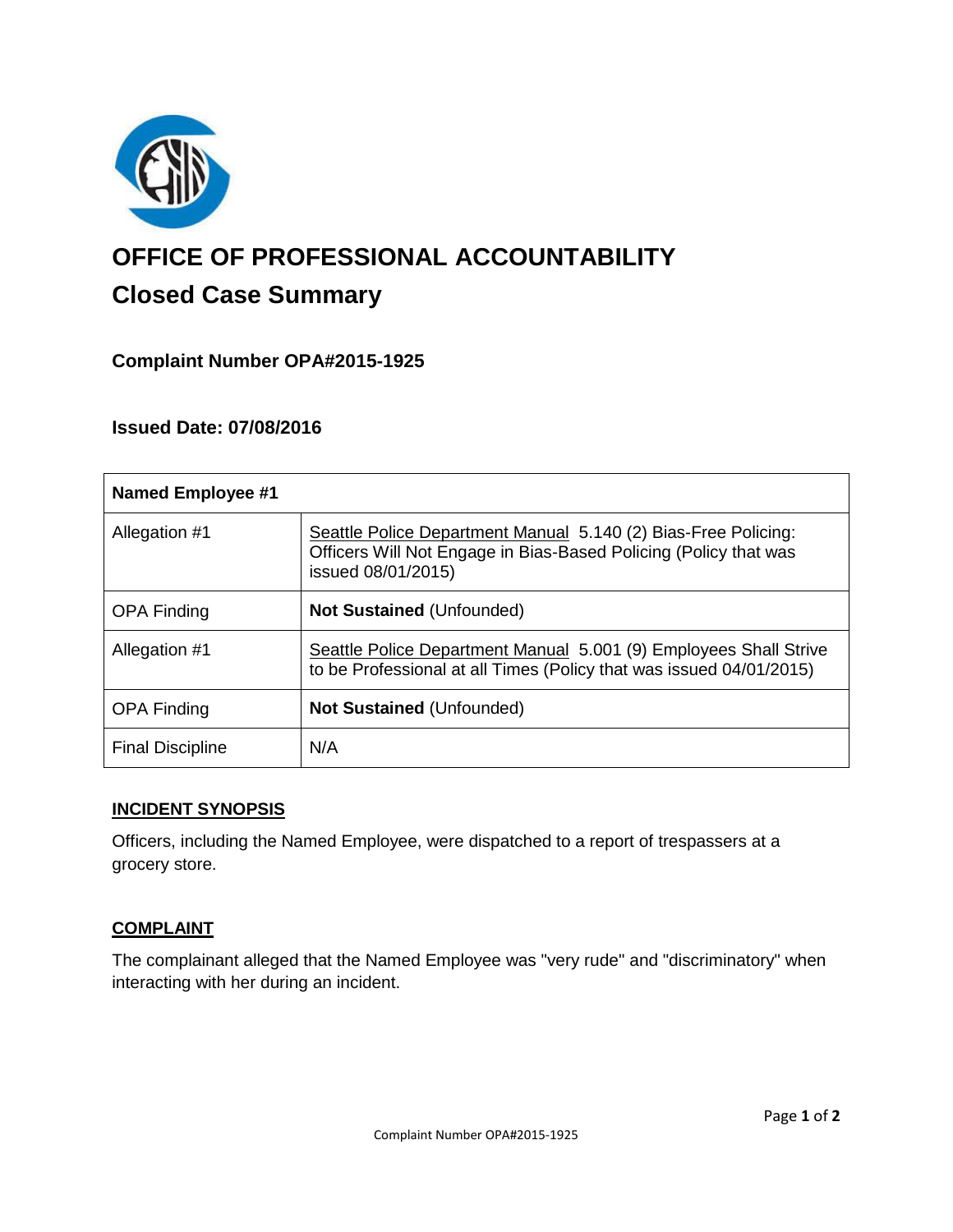# OFFICE OF PROFESSIONAL ACCOUNTABILITY

## Closed Case Summary

### Complaint Number OPA#2015-1925

### Issued Date: 07/08/2016

| Named Employee #1 | |
|---|---|
| Allegation #1 | Seattle Police Department Manual 5.140 (2) Bias-Free Policing: Officers Will Not Engage in Bias-Based Policing (Policy that was issued 08/01/2015) |
| OPA Finding | **Not Sustained** (Unfounded) |
| Allegation #1 | Seattle Police Department Manual 5.001 (9) Employees Shall Strive to be Professional at all Times (Policy that was issued 04/01/2015) |
| OPA Finding | **Not Sustained** (Unfounded) |
| Final Discipline | N/A |

## INCIDENT SYNOPSIS

Officers, including the Named Employee, were dispatched to a report of trespassers at a grocery store.

## COMPLAINT

The complainant alleged that the Named Employee was "very rude" and "discriminatory" when interacting with her during an incident.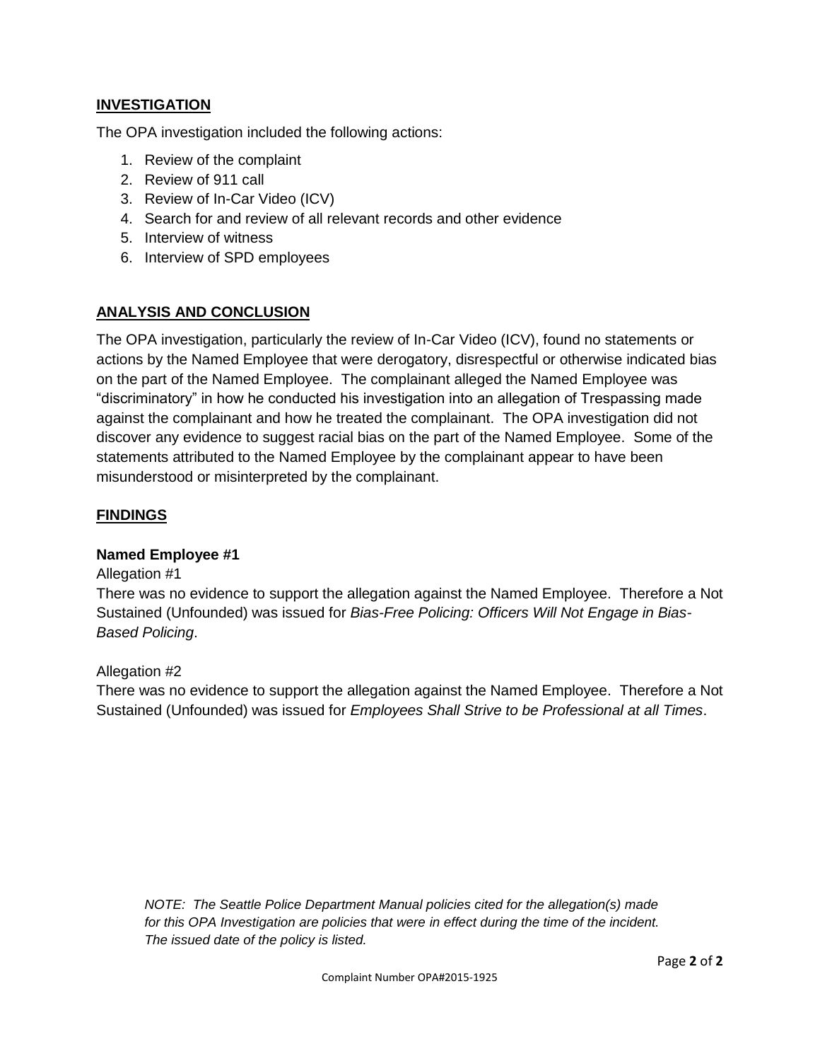## INVESTIGATION

The OPA investigation included the following actions:

1. Review of the complaint
2. Review of 911 call
3. Review of In-Car Video (ICV)
4. Search for and review of all relevant records and other evidence
5. Interview of witness
6. Interview of SPD employees

## ANALYSIS AND CONCLUSION

The OPA investigation, particularly the review of In-Car Video (ICV), found no statements or actions by the Named Employee that were derogatory, disrespectful or otherwise indicated bias on the part of the Named Employee. The complainant alleged the Named Employee was "discriminatory" in how he conducted his investigation into an allegation of Trespassing made against the complainant and how he treated the complainant. The OPA investigation did not discover any evidence to suggest racial bias on the part of the Named Employee. Some of the statements attributed to the Named Employee by the complainant appear to have been misunderstood or misinterpreted by the complainant.

## FINDINGS

**Named Employee #1**

Allegation #1

There was no evidence to support the allegation against the Named Employee. Therefore a Not Sustained (Unfounded) was issued for *Bias-Free Policing: Officers Will Not Engage in Bias-Based Policing*.

Allegation #2

There was no evidence to support the allegation against the Named Employee. Therefore a Not Sustained (Unfounded) was issued for *Employees Shall Strive to be Professional at all Times*.

*NOTE: The Seattle Police Department Manual policies cited for the allegation(s) made for this OPA Investigation are policies that were in effect during the time of the incident. The issued date of the policy is listed.*

Complaint Number OPA#2015-1925